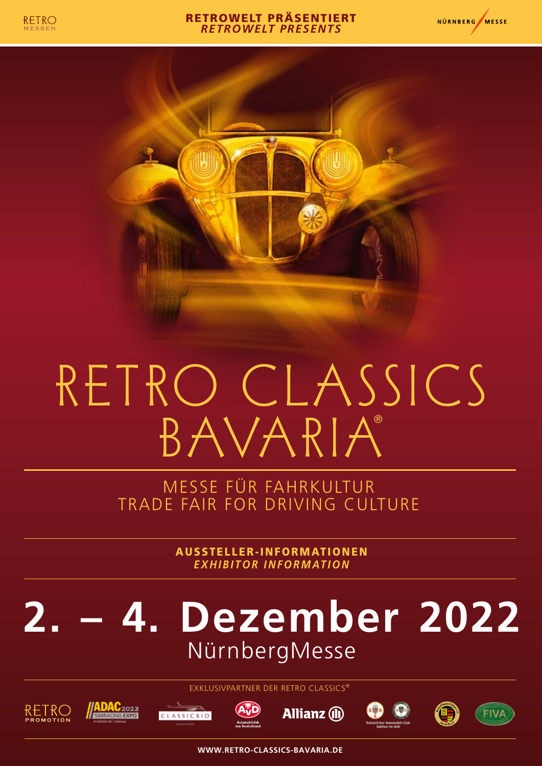RETRO MESSEN

**RETROWELT PRÄSENTIERT**
***RETROWELT PRESENTS***

NÜRNBERG MESSE

# RETRO CLASSICS BAVARIA®

MESSE FÜR FAHRKULTUR
TRADE FAIR FOR DRIVING CULTURE

**AUSSTELLER-INFORMATIONEN**
***EXHIBITOR INFORMATION***

## 2. – 4. Dezember 2022

NürnbergMesse

EXKLUSIVPARTNER DER RETRO CLASSICS®

RETRO PROMOTION · ADAC 2022 SIMRACING EXPO · CLASSICBID · AvD Automobilclub von Deutschland · Allianz · Kaiserlicher Automobil-Club Sektion im AvD · FIVA

**WWW.RETRO-CLASSICS-BAVARIA.DE**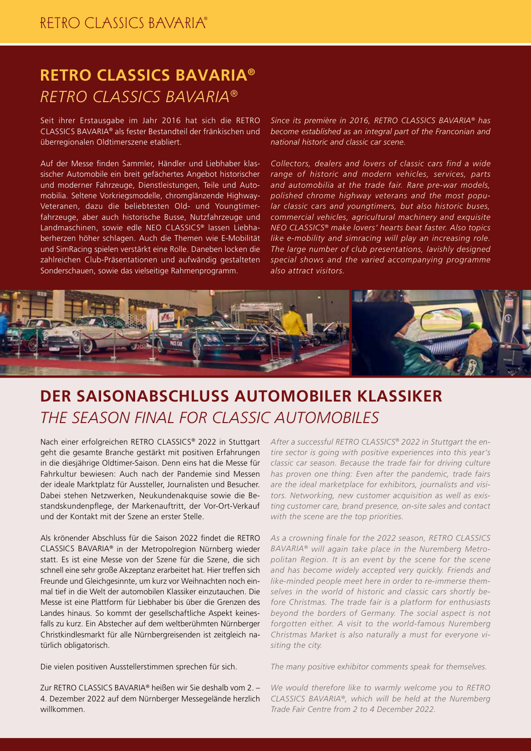## RETRO CLASSICS BAVARIA®

## *RETRO CLASSICS BAVARIA®*

Seit ihrer Erstausgabe im Jahr 2016 hat sich die RETRO CLASSICS BAVARIA® als fester Bestandteil der fränkischen und überregionalen Oldtimerszene etabliert.

Auf der Messe finden Sammler, Händler und Liebhaber klassischer Automobile ein breit gefächertes Angebot historischer und moderner Fahrzeuge, Dienstleistungen, Teile und Automobilia. Seltene Vorkriegsmodelle, chromglänzende Highway-Veteranen, dazu die beliebtesten Old- und Youngtimerfahrzeuge, aber auch historische Busse, Nutzfahrzeuge und Landmaschinen, sowie edle NEO CLASSICS® lassen Liebhaberherzen höher schlagen. Auch die Themen wie E-Mobilität und SimRacing spielen verstärkt eine Rolle. Daneben locken die zahlreichen Club-Präsentationen und aufwändig gestalteten Sonderschauen, sowie das vielseitige Rahmenprogramm.

*Since its première in 2016, RETRO CLASSICS BAVARIA® has become established as an integral part of the Franconian and national historic and classic car scene.*

*Collectors, dealers and lovers of classic cars find a wide range of historic and modern vehicles, services, parts and automobilia at the trade fair. Rare pre-war models, polished chrome highway veterans and the most popular classic cars and youngtimers, but also historic buses, commercial vehicles, agricultural machinery and exquisite NEO CLASSICS® make lovers' hearts beat faster. Also topics like e-mobility and simracing will play an increasing role. The large number of club presentations, lavishly designed special shows and the varied accompanying programme also attract visitors.*

## DER SAISONABSCHLUSS AUTOMOBILER KLASSIKER

## *THE SEASON FINAL FOR CLASSIC AUTOMOBILES*

Nach einer erfolgreichen RETRO CLASSICS® 2022 in Stuttgart geht die gesamte Branche gestärkt mit positiven Erfahrungen in die diesjährige Oldtimer-Saison. Denn eins hat die Messe für Fahrkultur bewiesen: Auch nach der Pandemie sind Messen der ideale Marktplatz für Aussteller, Journalisten und Besucher. Dabei stehen Netzwerken, Neukundenakquise sowie die Bestandskundenpflege, der Markenauftritt, der Vor-Ort-Verkauf und der Kontakt mit der Szene an erster Stelle.

Als krönender Abschluss für die Saison 2022 findet die RETRO CLASSICS BAVARIA® in der Metropolregion Nürnberg wieder statt. Es ist eine Messe von der Szene für die Szene, die sich schnell eine sehr große Akzeptanz erarbeitet hat. Hier treffen sich Freunde und Gleichgesinnte, um kurz vor Weihnachten noch einmal tief in die Welt der automobilen Klassiker einzutauchen. Die Messe ist eine Plattform für Liebhaber bis über die Grenzen des Landes hinaus. So kommt der gesellschaftliche Aspekt keinesfalls zu kurz. Ein Abstecher auf dem weltberühmten Nürnberger Christkindlesmarkt für alle Nürnbergreisenden ist zeitgleich natürlich obligatorisch.

Die vielen positiven Ausstellerstimmen sprechen für sich.

Zur RETRO CLASSICS BAVARIA® heißen wir Sie deshalb vom 2. – 4. Dezember 2022 auf dem Nürnberger Messegelände herzlich willkommen.

*After a successful RETRO CLASSICS® 2022 in Stuttgart the entire sector is going with positive experiences into this year's classic car season. Because the trade fair for driving culture has proven one thing: Even after the pandemic, trade fairs are the ideal marketplace for exhibitors, journalists and visitors. Networking, new customer acquisition as well as existing customer care, brand presence, on-site sales and contact with the scene are the top priorities.*

*As a crowning finale for the 2022 season, RETRO CLASSICS BAVARIA® will again take place in the Nuremberg Metropolitan Region. It is an event by the scene for the scene and has become widely accepted very quickly. Friends and like-minded people meet here in order to re-immerse themselves in the world of historic and classic cars shortly before Christmas. The trade fair is a platform for enthusiasts beyond the borders of Germany. The social aspect is not forgotten either. A visit to the world-famous Nuremberg Christmas Market is also naturally a must for everyone visiting the city.*

*The many positive exhibitor comments speak for themselves.*

*We would therefore like to warmly welcome you to RETRO CLASSICS BAVARIA®, which will be held at the Nuremberg Trade Fair Centre from 2 to 4 December 2022.*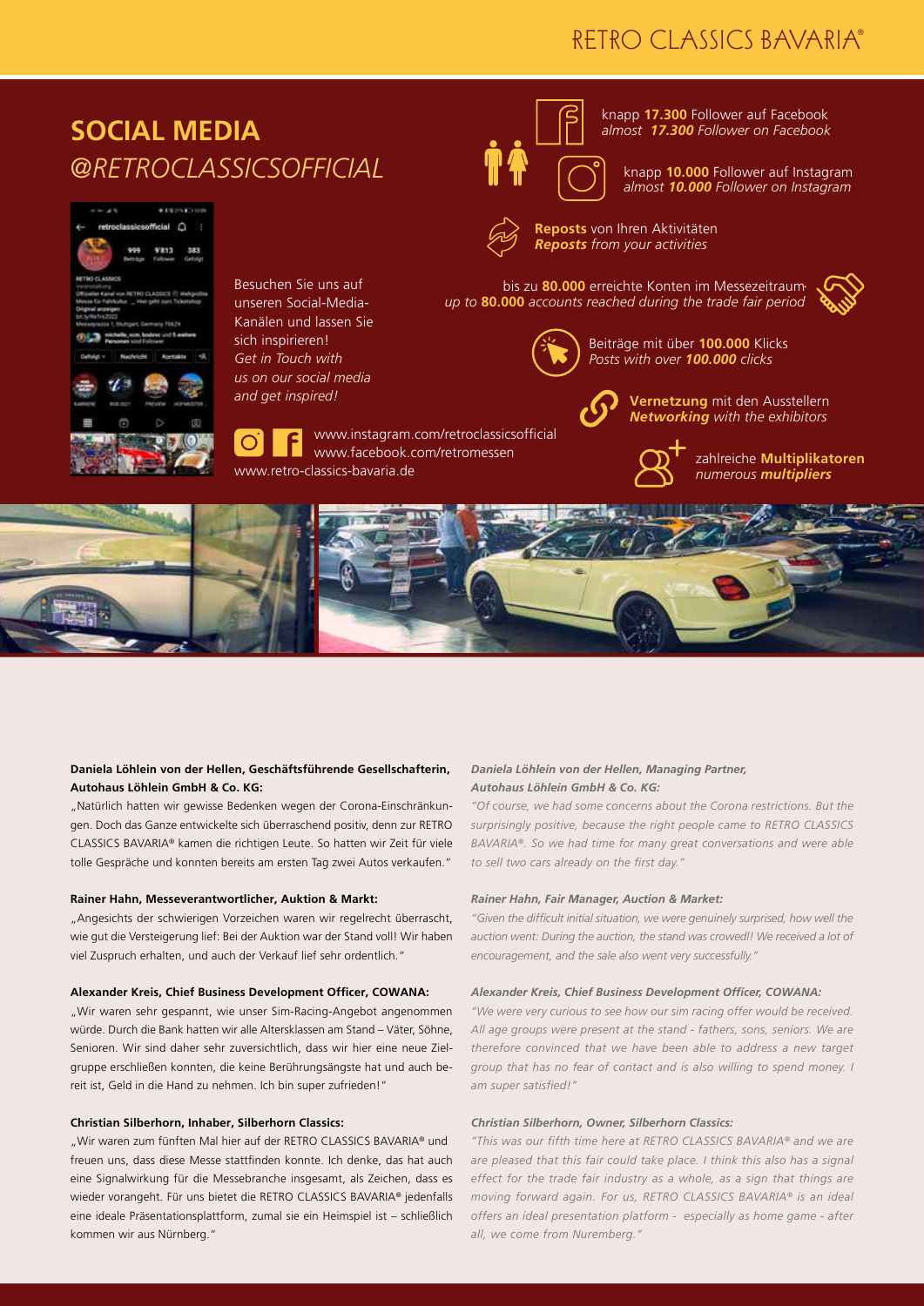# SOCIAL MEDIA

## *@RETROCLASSICSOFFICIAL*

Besuchen Sie uns auf unseren Social-Media-Kanälen und lassen Sie sich inspirieren!
*Get in Touch with us on our social media and get inspired!*

www.instagram.com/retroclassicsofficial
www.facebook.com/retromessen
www.retro-classics-bavaria.de

knapp **17.300** Follower auf Facebook
*almost **17.300** Follower on Facebook*

knapp **10.000** Follower auf Instagram
*almost **10.000** Follower on Instagram*

**Reposts** von Ihren Aktivitäten
***Reposts** from your activities*

bis zu **80.000** erreichte Konten im Messezeitraum
*up to **80.000** accounts reached during the trade fair period*

Beiträge mit über **100.000** Klicks
*Posts with over **100.000** clicks*

**Vernetzung** mit den Ausstellern
***Networking** with the exhibitors*

zahlreiche **Multiplikatoren**
*numerous **multipliers***

**Daniela Löhlein von der Hellen, Geschäftsführende Gesellschafterin, Autohaus Löhlein GmbH & Co. KG:**

„Natürlich hatten wir gewisse Bedenken wegen der Corona-Einschränkungen. Doch das Ganze entwickelte sich überraschend positiv, denn zur RETRO CLASSICS BAVARIA® kamen die richtigen Leute. So hatten wir Zeit für viele tolle Gespräche und konnten bereits am ersten Tag zwei Autos verkaufen."

**Rainer Hahn, Messeverantwortlicher, Auktion & Markt:**

„Angesichts der schwierigen Vorzeichen waren wir regelrecht überrascht, wie gut die Versteigerung lief: Bei der Auktion war der Stand voll! Wir haben viel Zuspruch erhalten, und auch der Verkauf lief sehr ordentlich."

**Alexander Kreis, Chief Business Development Officer, COWANA:**

„Wir waren sehr gespannt, wie unser Sim-Racing-Angebot angenommen würde. Durch die Bank hatten wir alle Altersklassen am Stand – Väter, Söhne, Senioren. Wir sind daher sehr zuversichtlich, dass wir hier eine neue Zielgruppe erschließen konnten, die keine Berührungsängste hat und auch bereit ist, Geld in die Hand zu nehmen. Ich bin super zufrieden!"

**Christian Silberhorn, Inhaber, Silberhorn Classics:**

„Wir waren zum fünften Mal hier auf der RETRO CLASSICS BAVARIA® und freuen uns, dass diese Messe stattfinden konnte. Ich denke, das hat auch eine Signalwirkung für die Messebranche insgesamt, als Zeichen, dass es wieder vorangeht. Für uns bietet die RETRO CLASSICS BAVARIA® jedenfalls eine ideale Präsentationsplattform, zumal sie ein Heimspiel ist – schließlich kommen wir aus Nürnberg."

***Daniela Löhlein von der Hellen, Managing Partner, Autohaus Löhlein GmbH & Co. KG:***

*"Of course, we had some concerns about the Corona restrictions. But the surprisingly positive, because the right people came to RETRO CLASSICS BAVARIA®. So we had time for many great conversations and were able to sell two cars already on the first day."*

***Rainer Hahn, Fair Manager, Auction & Market:***

*"Given the difficult initial situation, we were genuinely surprised, how well the auction went: During the auction, the stand was crowded! We received a lot of encouragement, and the sale also went very successfully."*

***Alexander Kreis, Chief Business Development Officer, COWANA:***

*"We were very curious to see how our sim racing offer would be received. All age groups were present at the stand - fathers, sons, seniors. We are therefore convinced that we have been able to address a new target group that has no fear of contact and is also willing to spend money. I am super satisfied!"*

***Christian Silberhorn, Owner, Silberhorn Classics:***

*"This was our fifth time here at RETRO CLASSICS BAVARIA® and we are are pleased that this fair could take place. I think this also has a signal effect for the trade fair industry as a whole, as a sign that things are moving forward again. For us, RETRO CLASSICS BAVARIA® is an ideal offers an ideal presentation platform - especially as home game - after all, we come from Nuremberg."*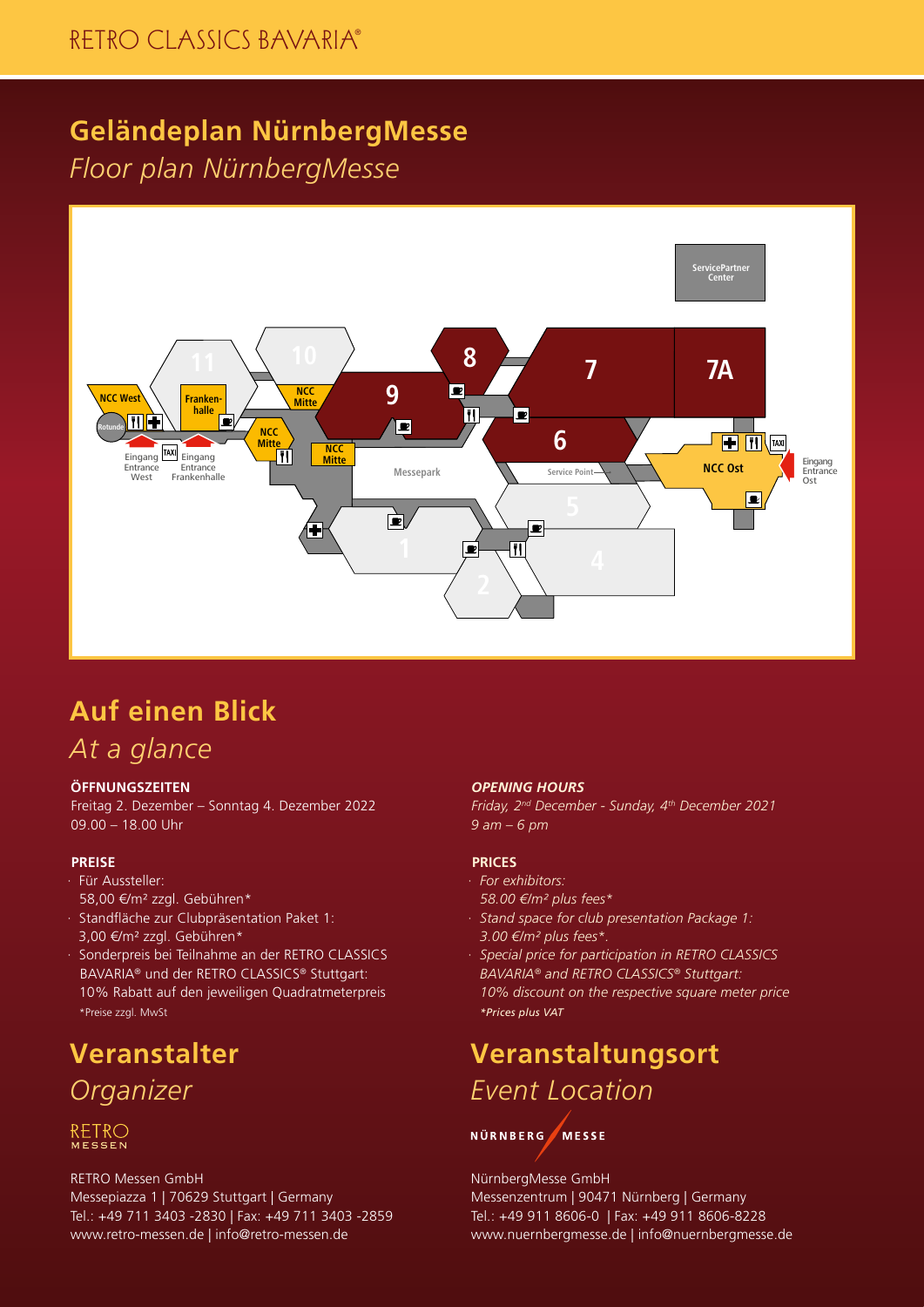RETRO CLASSICS BAVARIA®

## Geländeplan NürnbergMesse

*Floor plan NürnbergMesse*

ServicePartner Center

11
10
8
7
7A
9
6
5
1
2
4

NCC West
Rotunde
Franken-halle
NCC Mitte
NCC Mitte
NCC Mitte
NCC Ost
Messepark
Service Point
TAXI
TAXI

Eingang Entrance West
Eingang Entrance Frankenhalle
Eingang Entrance Ost

## Auf einen Blick

*At a glance*

**ÖFFNUNGSZEITEN**
Freitag 2. Dezember – Sonntag 4. Dezember 2022
09.00 – 18.00 Uhr

**PREISE**
- Für Aussteller:
  58,00 €/m² zzgl. Gebühren*
- Standfläche zur Clubpräsentation Paket 1:
  3,00 €/m² zzgl. Gebühren*
- Sonderpreis bei Teilnahme an der RETRO CLASSICS BAVARIA® und der RETRO CLASSICS® Stuttgart:
  10% Rabatt auf den jeweiligen Quadratmeterpreis

*Preise zzgl. MwSt

***OPENING HOURS***
*Friday, 2nd December - Sunday, 4th December 2021*
*9 am – 6 pm*

**PRICES**
- *For exhibitors:*
  *58.00 €/m² plus fees**
- *Stand space for club presentation Package 1:*
  *3.00 €/m² plus fees*.*
- *Special price for participation in RETRO CLASSICS BAVARIA® and RETRO CLASSICS® Stuttgart:*
  *10% discount on the respective square meter price*

****Prices plus VAT***

## Veranstalter

*Organizer*

RETRO MESSEN

RETRO Messen GmbH
Messepiazza 1 | 70629 Stuttgart | Germany
Tel.: +49 711 3403 -2830 | Fax: +49 711 3403 -2859
www.retro-messen.de | info@retro-messen.de

## Veranstaltungsort

*Event Location*

NÜRNBERG MESSE

NürnbergMesse GmbH
Messenzentrum | 90471 Nürnberg | Germany
Tel.: +49 911 8606-0 | Fax: +49 911 8606-8228
www.nuernbergmesse.de | info@nuernbergmesse.de